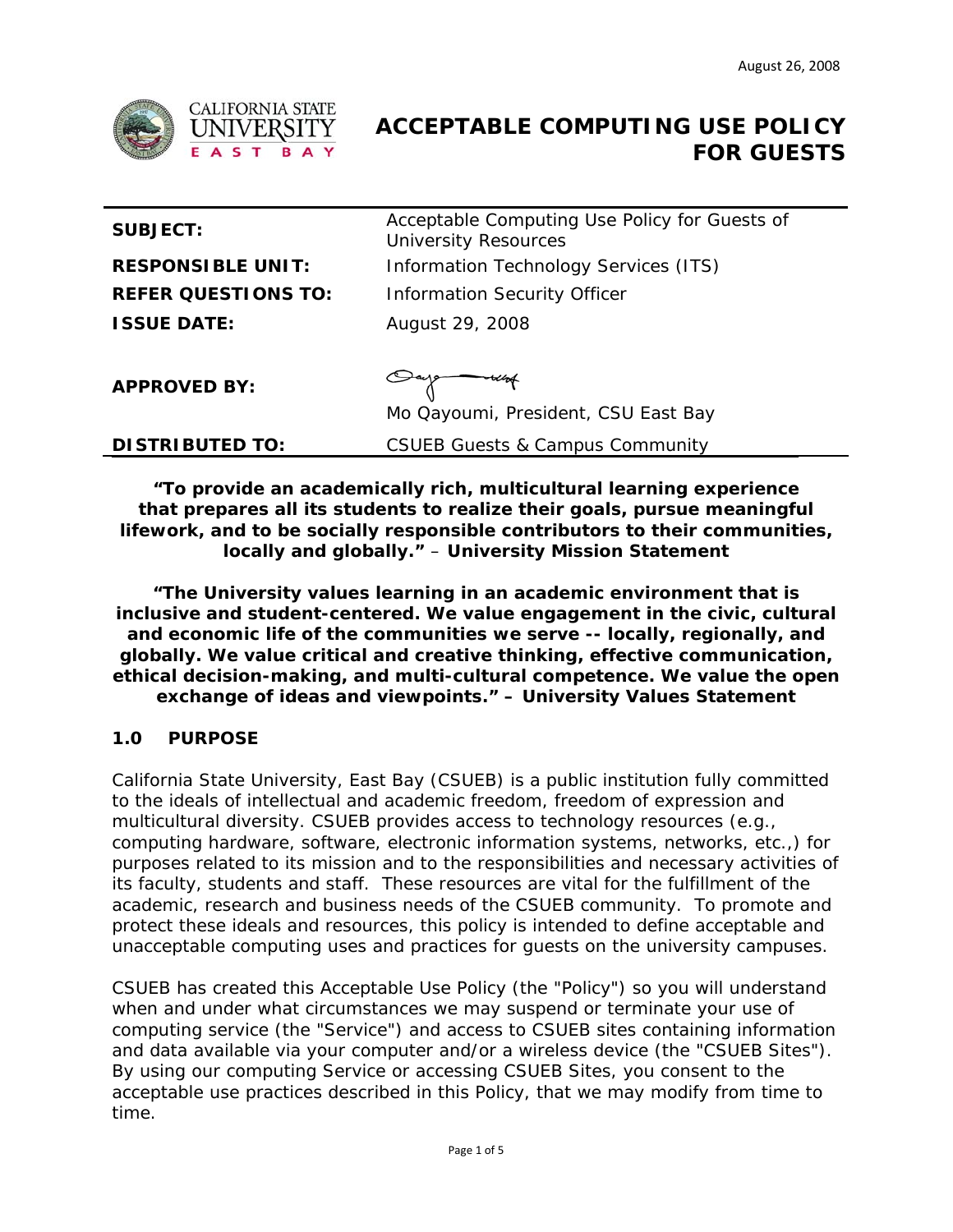August 26, 2008

# ACCEPTABLE COMPUTING USE POLICY FOR GUESTS

| | |
|---|---|
| **SUBJECT:** | Acceptable Computing Use Policy for Guests of University Resources |
| **RESPONSIBLE UNIT:** | Information Technology Services (ITS) |
| **REFER QUESTIONS TO:** | Information Security Officer |
| **ISSUE DATE:** | August 29, 2008 |
| **APPROVED BY:** | Mo Qayoumi, President, CSU East Bay |
| **DISTRIBUTED TO:** | CSUEB Guests & Campus Community |

***"To provide an academically rich, multicultural learning experience that prepares all its students to realize their goals, pursue meaningful lifework, and to be socially responsible contributors to their communities, locally and globally."* – University Mission Statement**

***"The University values learning in an academic environment that is inclusive and student-centered. We value engagement in the civic, cultural and economic life of the communities we serve -- locally, regionally, and globally. We value critical and creative thinking, effective communication, ethical decision-making, and multi-cultural competence. We value the open exchange of ideas and viewpoints."* – University Values Statement**

## 1.0 PURPOSE

California State University, East Bay (CSUEB) is a public institution fully committed to the ideals of intellectual and academic freedom, freedom of expression and multicultural diversity. CSUEB provides access to technology resources (e.g., computing hardware, software, electronic information systems, networks, etc.,) for purposes related to its mission and to the responsibilities and necessary activities of its faculty, students and staff. These resources are vital for the fulfillment of the academic, research and business needs of the CSUEB community. To promote and protect these ideals and resources, this policy is intended to define acceptable and unacceptable computing uses and practices for guests on the university campuses.

CSUEB has created this Acceptable Use Policy (the "Policy") so you will understand when and under what circumstances we may suspend or terminate your use of computing service (the "Service") and access to CSUEB sites containing information and data available via your computer and/or a wireless device (the "CSUEB Sites"). By using our computing Service or accessing CSUEB Sites, you consent to the acceptable use practices described in this Policy, that we may modify from time to time.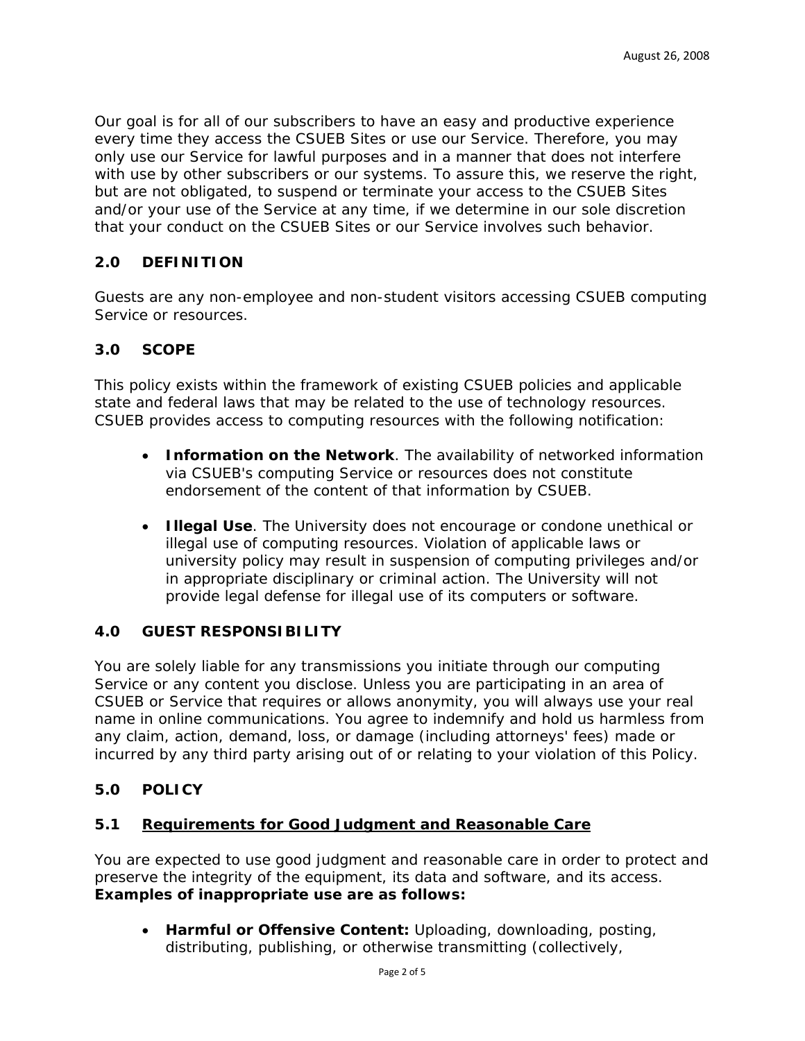Our goal is for all of our subscribers to have an easy and productive experience every time they access the CSUEB Sites or use our Service. Therefore, you may only use our Service for lawful purposes and in a manner that does not interfere with use by other subscribers or our systems. To assure this, we reserve the right, but are not obligated, to suspend or terminate your access to the CSUEB Sites and/or your use of the Service at any time, if we determine in our sole discretion that your conduct on the CSUEB Sites or our Service involves such behavior.

## 2.0 DEFINITION

Guests are any non-employee and non-student visitors accessing CSUEB computing Service or resources.

## 3.0 SCOPE

This policy exists within the framework of existing CSUEB policies and applicable state and federal laws that may be related to the use of technology resources. CSUEB provides access to computing resources with the following notification:

- **Information on the Network**. The availability of networked information via CSUEB's computing Service or resources does not constitute endorsement of the content of that information by CSUEB.

- **Illegal Use**. The University does not encourage or condone unethical or illegal use of computing resources. Violation of applicable laws or university policy may result in suspension of computing privileges and/or in appropriate disciplinary or criminal action. The University will not provide legal defense for illegal use of its computers or software.

## 4.0 GUEST RESPONSIBILITY

You are solely liable for any transmissions you initiate through our computing Service or any content you disclose. Unless you are participating in an area of CSUEB or Service that requires or allows anonymity, you will always use your real name in online communications. You agree to indemnify and hold us harmless from any claim, action, demand, loss, or damage (including attorneys' fees) made or incurred by any third party arising out of or relating to your violation of this Policy.

## 5.0 POLICY

### 5.1 Requirements for Good Judgment and Reasonable Care

You are expected to use good judgment and reasonable care in order to protect and preserve the integrity of the equipment, its data and software, and its access. **Examples of inappropriate use are as follows:**

- **Harmful or Offensive Content:** Uploading, downloading, posting, distributing, publishing, or otherwise transmitting (collectively,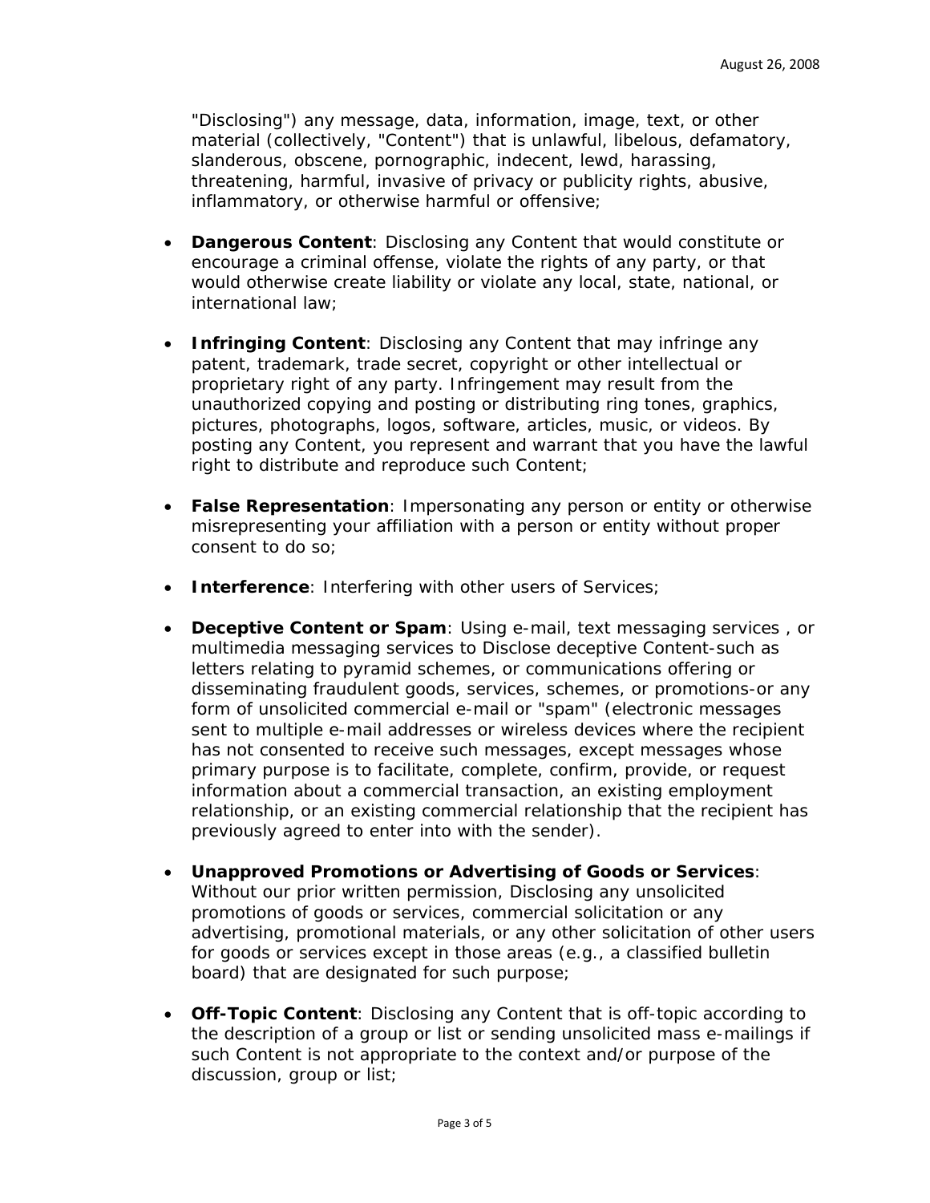"Disclosing") any message, data, information, image, text, or other material (collectively, "Content") that is unlawful, libelous, defamatory, slanderous, obscene, pornographic, indecent, lewd, harassing, threatening, harmful, invasive of privacy or publicity rights, abusive, inflammatory, or otherwise harmful or offensive;

- **Dangerous Content**: Disclosing any Content that would constitute or encourage a criminal offense, violate the rights of any party, or that would otherwise create liability or violate any local, state, national, or international law;

- **Infringing Content**: Disclosing any Content that may infringe any patent, trademark, trade secret, copyright or other intellectual or proprietary right of any party. Infringement may result from the unauthorized copying and posting or distributing ring tones, graphics, pictures, photographs, logos, software, articles, music, or videos. By posting any Content, you represent and warrant that you have the lawful right to distribute and reproduce such Content;

- **False Representation**: Impersonating any person or entity or otherwise misrepresenting your affiliation with a person or entity without proper consent to do so;

- **Interference**: Interfering with other users of Services;

- **Deceptive Content or Spam**: Using e-mail, text messaging services , or multimedia messaging services to Disclose deceptive Content-such as letters relating to pyramid schemes, or communications offering or disseminating fraudulent goods, services, schemes, or promotions-or any form of unsolicited commercial e-mail or "spam" (electronic messages sent to multiple e-mail addresses or wireless devices where the recipient has not consented to receive such messages, except messages whose primary purpose is to facilitate, complete, confirm, provide, or request information about a commercial transaction, an existing employment relationship, or an existing commercial relationship that the recipient has previously agreed to enter into with the sender).

- **Unapproved Promotions or Advertising of Goods or Services**: Without our prior written permission, Disclosing any unsolicited promotions of goods or services, commercial solicitation or any advertising, promotional materials, or any other solicitation of other users for goods or services except in those areas (e.g., a classified bulletin board) that are designated for such purpose;

- **Off-Topic Content**: Disclosing any Content that is off-topic according to the description of a group or list or sending unsolicited mass e-mailings if such Content is not appropriate to the context and/or purpose of the discussion, group or list;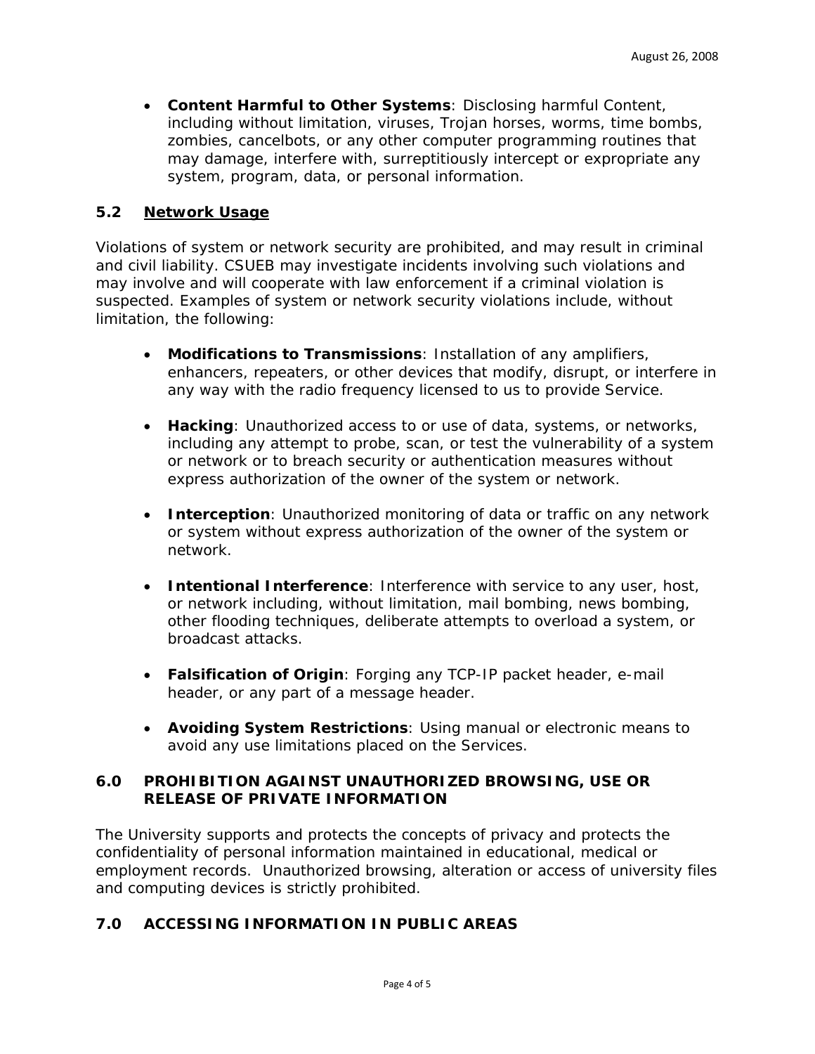- **Content Harmful to Other Systems**: Disclosing harmful Content, including without limitation, viruses, Trojan horses, worms, time bombs, zombies, cancelbots, or any other computer programming routines that may damage, interfere with, surreptitiously intercept or expropriate any system, program, data, or personal information.

### 5.2 Network Usage

Violations of system or network security are prohibited, and may result in criminal and civil liability. CSUEB may investigate incidents involving such violations and may involve and will cooperate with law enforcement if a criminal violation is suspected. Examples of system or network security violations include, without limitation, the following:

- **Modifications to Transmissions**: Installation of any amplifiers, enhancers, repeaters, or other devices that modify, disrupt, or interfere in any way with the radio frequency licensed to us to provide Service.

- **Hacking**: Unauthorized access to or use of data, systems, or networks, including any attempt to probe, scan, or test the vulnerability of a system or network or to breach security or authentication measures without express authorization of the owner of the system or network.

- **Interception**: Unauthorized monitoring of data or traffic on any network or system without express authorization of the owner of the system or network.

- **Intentional Interference**: Interference with service to any user, host, or network including, without limitation, mail bombing, news bombing, other flooding techniques, deliberate attempts to overload a system, or broadcast attacks.

- **Falsification of Origin**: Forging any TCP-IP packet header, e-mail header, or any part of a message header.

- **Avoiding System Restrictions**: Using manual or electronic means to avoid any use limitations placed on the Services.

## 6.0 PROHIBITION AGAINST UNAUTHORIZED BROWSING, USE OR RELEASE OF PRIVATE INFORMATION

The University supports and protects the concepts of privacy and protects the confidentiality of personal information maintained in educational, medical or employment records. Unauthorized browsing, alteration or access of university files and computing devices is strictly prohibited.

## 7.0 ACCESSING INFORMATION IN PUBLIC AREAS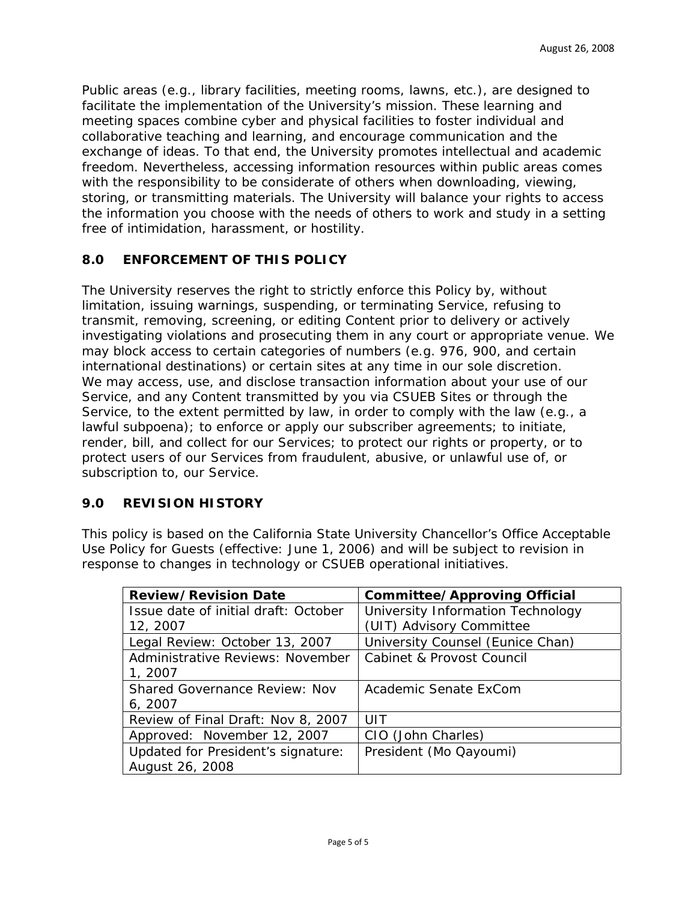Public areas (e.g., library facilities, meeting rooms, lawns, etc.), are designed to facilitate the implementation of the University's mission. These learning and meeting spaces combine cyber and physical facilities to foster individual and collaborative teaching and learning, and encourage communication and the exchange of ideas. To that end, the University promotes intellectual and academic freedom. Nevertheless, accessing information resources within public areas comes with the responsibility to be considerate of others when downloading, viewing, storing, or transmitting materials. The University will balance your rights to access the information you choose with the needs of others to work and study in a setting free of intimidation, harassment, or hostility.

## 8.0 ENFORCEMENT OF THIS POLICY

The University reserves the right to strictly enforce this Policy by, without limitation, issuing warnings, suspending, or terminating Service, refusing to transmit, removing, screening, or editing Content prior to delivery or actively investigating violations and prosecuting them in any court or appropriate venue. We may block access to certain categories of numbers (e.g. 976, 900, and certain international destinations) or certain sites at any time in our sole discretion. We may access, use, and disclose transaction information about your use of our Service, and any Content transmitted by you via CSUEB Sites or through the Service, to the extent permitted by law, in order to comply with the law (e.g., a lawful subpoena); to enforce or apply our subscriber agreements; to initiate, render, bill, and collect for our Services; to protect our rights or property, or to protect users of our Services from fraudulent, abusive, or unlawful use of, or subscription to, our Service.

## 9.0 REVISION HISTORY

This policy is based on the California State University Chancellor's Office Acceptable Use Policy for Guests (effective: June 1, 2006) and will be subject to revision in response to changes in technology or CSUEB operational initiatives.

| Review/Revision Date | Committee/Approving Official |
|---|---|
| Issue date of initial draft: October 12, 2007 | University Information Technology (UIT) Advisory Committee |
| Legal Review: October 13, 2007 | University Counsel (Eunice Chan) |
| Administrative Reviews: November 1, 2007 | Cabinet & Provost Council |
| Shared Governance Review: Nov 6, 2007 | Academic Senate ExCom |
| Review of Final Draft: Nov 8, 2007 | UIT |
| Approved: November 12, 2007 | CIO (John Charles) |
| Updated for President's signature: August 26, 2008 | President (Mo Qayoumi) |